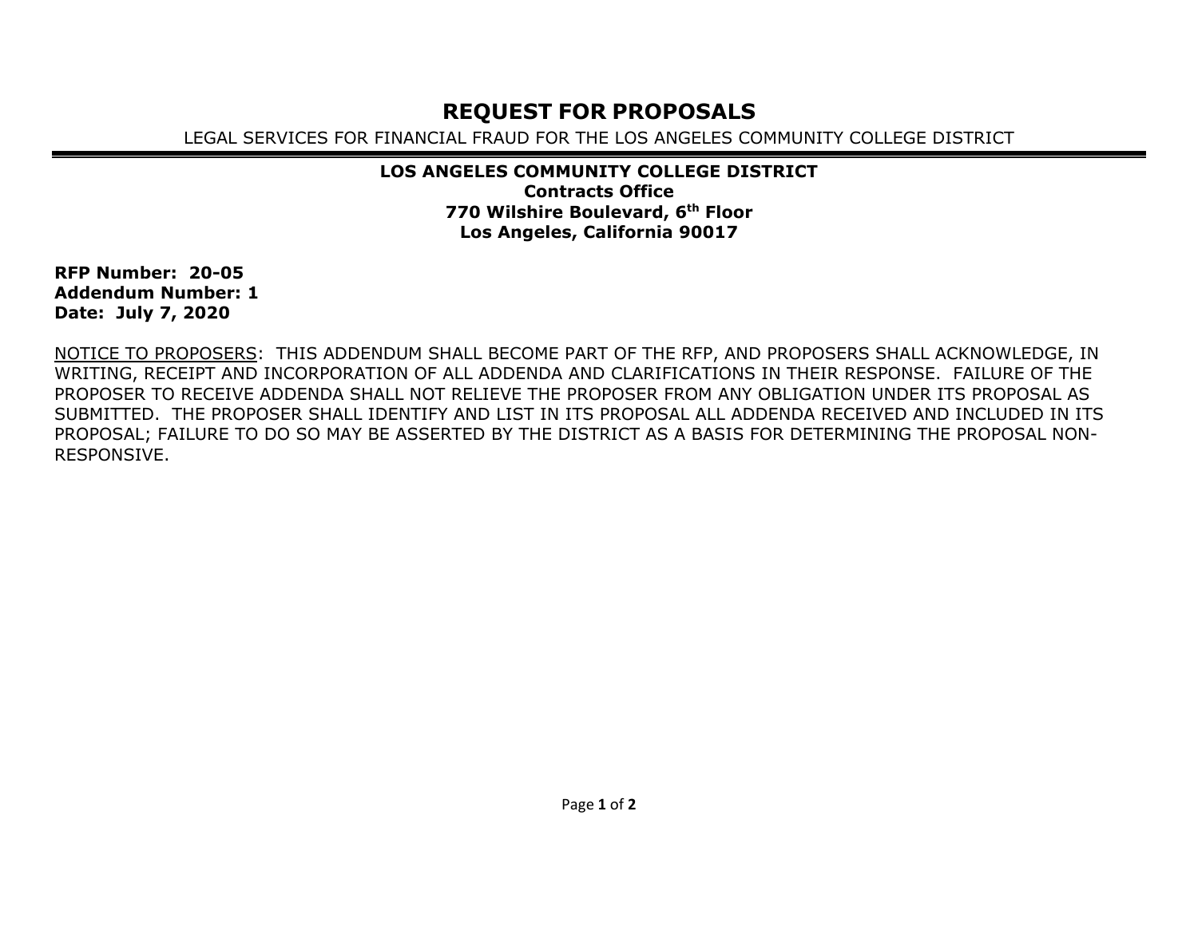# REQUEST FOR PROPOSALS

LEGAL SERVICES FOR FINANCIAL FRAUD FOR THE LOS ANGELES COMMUNITY COLLEGE DISTRICT

**LOS ANGELES COMMUNITY COLLEGE DISTRICT**
**Contracts Office**
**770 Wilshire Boulevard, 6th Floor**
**Los Angeles, California 90017**

**RFP Number: 20-05**
**Addendum Number: 1**
**Date: July 7, 2020**

NOTICE TO PROPOSERS: THIS ADDENDUM SHALL BECOME PART OF THE RFP, AND PROPOSERS SHALL ACKNOWLEDGE, IN WRITING, RECEIPT AND INCORPORATION OF ALL ADDENDA AND CLARIFICATIONS IN THEIR RESPONSE. FAILURE OF THE PROPOSER TO RECEIVE ADDENDA SHALL NOT RELIEVE THE PROPOSER FROM ANY OBLIGATION UNDER ITS PROPOSAL AS SUBMITTED. THE PROPOSER SHALL IDENTIFY AND LIST IN ITS PROPOSAL ALL ADDENDA RECEIVED AND INCLUDED IN ITS PROPOSAL; FAILURE TO DO SO MAY BE ASSERTED BY THE DISTRICT AS A BASIS FOR DETERMINING THE PROPOSAL NON-RESPONSIVE.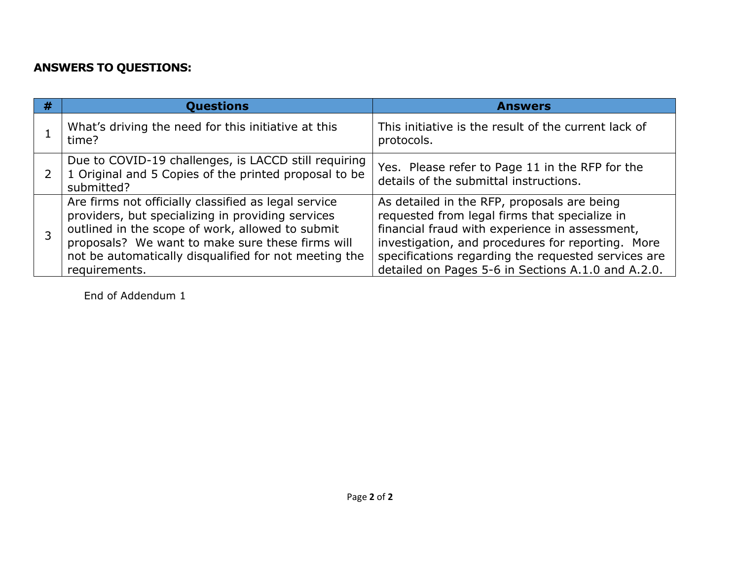**ANSWERS TO QUESTIONS:**

| # | Questions | Answers |
|---|---|---|
| 1 | What's driving the need for this initiative at this time? | This initiative is the result of the current lack of protocols. |
| 2 | Due to COVID-19 challenges, is LACCD still requiring 1 Original and 5 Copies of the printed proposal to be submitted? | Yes. Please refer to Page 11 in the RFP for the details of the submittal instructions. |
| 3 | Are firms not officially classified as legal service providers, but specializing in providing services outlined in the scope of work, allowed to submit proposals? We want to make sure these firms will not be automatically disqualified for not meeting the requirements. | As detailed in the RFP, proposals are being requested from legal firms that specialize in financial fraud with experience in assessment, investigation, and procedures for reporting. More specifications regarding the requested services are detailed on Pages 5-6 in Sections A.1.0 and A.2.0. |

End of Addendum 1